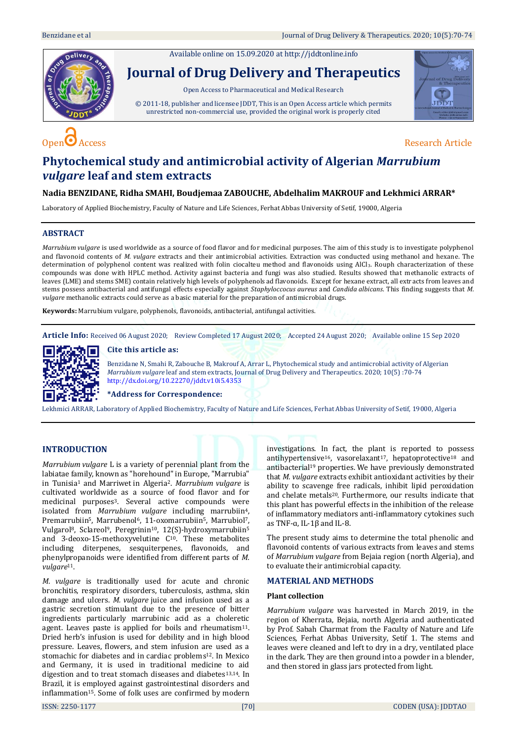Available online on 15.09.2020 at http://jddtonline.info

# Journal of Drug Delivery and Therapeutics

Open Access to Pharmaceutical and Medical Research

© 2011-18, publisher and licensee JDDT, This is an Open Access article which permits unrestricted non-commercial use, provided the original work is properly cited

Open Access

Research Article

# Phytochemical study and antimicrobial activity of Algerian *Marrubium vulgare* leaf and stem extracts

**Nadia BENZIDANE, Ridha SMAHI, Boudjemaa ZABOUCHE, Abdelhalim MAKROUF and Lekhmici ARRAR***

Laboratory of Applied Biochemistry, Faculty of Nature and Life Sciences, Ferhat Abbas University of Setif, 19000, Algeria

## ABSTRACT

*Marrubium vulgare* is used worldwide as a source of food flavor and for medicinal purposes. The aim of this study is to investigate polyphenol and flavonoid contents of *M. vulgare* extracts and their antimicrobial activities. Extraction was conducted using methanol and hexane. The determination of polyphenol content was realized with folin ciocalteu method and flavonoids using $AlCl_3$. Rough characterization of these compounds was done with HPLC method. Activity against bacteria and fungi was also studied. Results showed that methanolic extracts of leaves (LME) and stems SME) contain relatively high levels of polyphenols ad flavonoids. Except for hexane extract, all extracts from leaves and stems possess antibacterial and antifungal effects especially against *Staphyloccocus aureus* and *Candida albicans*. This finding suggests that *M. vulgare* methanolic extracts could serve as a basic material for the preparation of antimicrobial drugs.

**Keywords:** Marrubium vulgare, polyphenols, flavonoids, antibacterial, antifungal activities.

**Article Info:** Received 06 August 2020; Review Completed 17 August 2020; Accepted 24 August 2020; Available online 15 Sep 2020

**Cite this article as:**

Benzidane N, Smahi R, Zabouche B, Makrouf A, Arrar L, Phytochemical study and antimicrobial activity of Algerian *Marrubium vulgare* leaf and stem extracts, Journal of Drug Delivery and Therapeutics. 2020; 10(5) :70-74 http://dx.doi.org/10.22270/jddt.v10i5.4353

***Address for Correspondence:**

Lekhmici ARRAR, Laboratory of Applied Biochemistry, Faculty of Nature and Life Sciences, Ferhat Abbas University of Setif, 19000, Algeria

## INTRODUCTION

*Marrubium vulgare* L is a variety of perennial plant from the labiatae family, known as "horehound" in Europe, "Marrubia" in Tunisia[1] and Marriwet in Algeria[2]. *Marrubium vulgare* is cultivated worldwide as a source of food flavor and for medicinal purposes[3]. Several active compounds were isolated from *Marrubium vulgare* including marrubiin[4], Premarrubiin[5], Marrubenol[6], 11-oxomarrubiin[5], Marrubiol[7], Vulgarol[8], Sclareol[9], Peregrinin[10], 12(S)-hydroxymarrubiin[5] and 3-deoxo-15-methoxyvelutine C[10]. These metabolites including diterpenes, sesquiterpenes, flavonoids, and phenylpropanoids were identified from different parts of *M. vulgare*[11].

*M. vulgare* is traditionally used for acute and chronic bronchitis, respiratory disorders, tuberculosis, asthma, skin damage and ulcers. *M. vulgare* juice and infusion used as a gastric secretion stimulant due to the presence of bitter ingredients particularly marrubinic acid as a choleretic agent. Leaves paste is applied for boils and rheumatism[11]. Dried herb's infusion is used for debility and in high blood pressure. Leaves, flowers, and stem infusion are used as a stomachic for diabetes and in cardiac problems[12]. In Mexico and Germany, it is used in traditional medicine to aid digestion and to treat stomach diseases and diabetes[13,14]. In Brazil, it is employed against gastrointestinal disorders and inflammation[15]. Some of folk uses are confirmed by modern investigations. In fact, the plant is reported to possess antihypertensive[16], vasorelaxant[17], hepatoprotective[18] and antibacterial[19] properties. We have previously demonstrated that *M. vulgare* extracts exhibit antioxidant activities by their ability to scavenge free radicals, inhibit lipid peroxidation and chelate metals[20]. Furthermore, our results indicate that this plant has powerful effects in the inhibition of the release of inflammatory mediators anti-inflammatory cytokines such as TNF-α, IL-1β and IL-8.

The present study aims to determine the total phenolic and flavonoid contents of various extracts from leaves and stems of *Marrubium vulgare* from Bejaia region (north Algeria), and to evaluate their antimicrobial capacity.

## MATERIAL AND METHODS

### Plant collection

*Marrubium vulgare* was harvested in March 2019, in the region of Kherrata, Bejaia, north Algeria and authenticated by Prof. Sabah Charmat from the Faculty of Nature and Life Sciences, Ferhat Abbas University, Setif 1. The stems and leaves were cleaned and left to dry in a dry, ventilated place in the dark. They are then ground into a powder in a blender, and then stored in glass jars protected from light.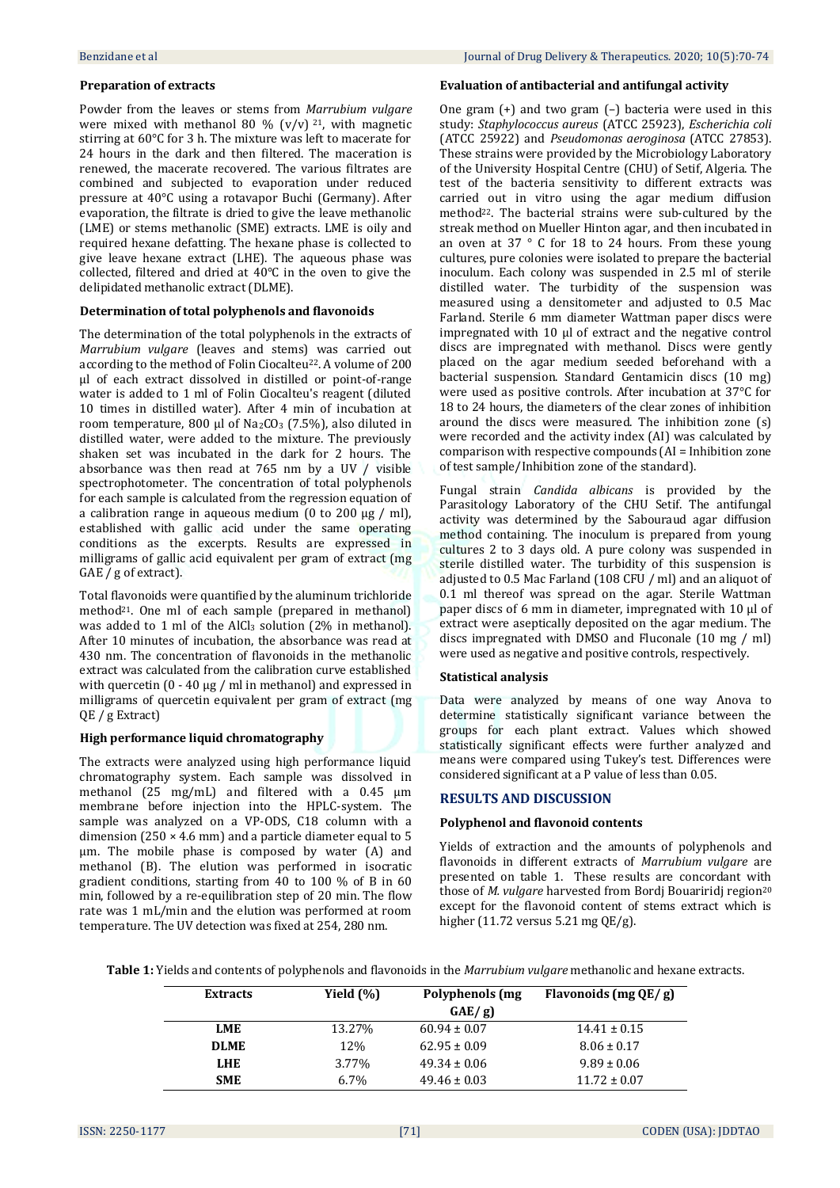### Preparation of extracts

Powder from the leaves or stems from *Marrubium vulgare* were mixed with methanol 80 % (v/v) [21], with magnetic stirring at 60°C for 3 h. The mixture was left to macerate for 24 hours in the dark and then filtered. The maceration is renewed, the macerate recovered. The various filtrates are combined and subjected to evaporation under reduced pressure at 40°C using a rotavapor Buchi (Germany). After evaporation, the filtrate is dried to give the leave methanolic (LME) or stems methanolic (SME) extracts. LME is oily and required hexane defatting. The hexane phase is collected to give leave hexane extract (LHE). The aqueous phase was collected, filtered and dried at 40°C in the oven to give the delipidated methanolic extract (DLME).

### Determination of total polyphenols and flavonoids

The determination of the total polyphenols in the extracts of *Marrubium vulgare* (leaves and stems) was carried out according to the method of Folin Ciocalteu[22]. A volume of 200 µl of each extract dissolved in distilled or point-of-range water is added to 1 ml of Folin Ciocalteu's reagent (diluted 10 times in distilled water). After 4 min of incubation at room temperature, 800 µl of $Na_2CO_3$ (7.5%), also diluted in distilled water, were added to the mixture. The previously shaken set was incubated in the dark for 2 hours. The absorbance was then read at 765 nm by a UV / visible spectrophotometer. The concentration of total polyphenols for each sample is calculated from the regression equation of a calibration range in aqueous medium (0 to 200 µg / ml), established with gallic acid under the same operating conditions as the excerpts. Results are expressed in milligrams of gallic acid equivalent per gram of extract (mg GAE / g of extract).

Total flavonoids were quantified by the aluminum trichloride method[21]. One ml of each sample (prepared in methanol) was added to 1 ml of the $AlCl_3$ solution (2% in methanol). After 10 minutes of incubation, the absorbance was read at 430 nm. The concentration of flavonoids in the methanolic extract was calculated from the calibration curve established with quercetin (0 - 40 µg / ml in methanol) and expressed in milligrams of quercetin equivalent per gram of extract (mg QE / g Extract)

### High performance liquid chromatography

The extracts were analyzed using high performance liquid chromatography system. Each sample was dissolved in methanol (25 mg/mL) and filtered with a 0.45 µm membrane before injection into the HPLC-system. The sample was analyzed on a VP-ODS, C18 column with a dimension (250 × 4.6 mm) and a particle diameter equal to 5 µm. The mobile phase is composed by water (A) and methanol (B). The elution was performed in isocratic gradient conditions, starting from 40 to 100 % of B in 60 min, followed by a re-equilibration step of 20 min. The flow rate was 1 mL/min and the elution was performed at room temperature. The UV detection was fixed at 254, 280 nm.

### Evaluation of antibacterial and antifungal activity

One gram (+) and two gram (–) bacteria were used in this study: *Staphylococcus aureus* (ATCC 25923), *Escherichia coli* (ATCC 25922) and *Pseudomonas aeroginosa* (ATCC 27853). These strains were provided by the Microbiology Laboratory of the University Hospital Centre (CHU) of Setif, Algeria. The test of the bacteria sensitivity to different extracts was carried out in vitro using the agar medium diffusion method[22]. The bacterial strains were sub-cultured by the streak method on Mueller Hinton agar, and then incubated in an oven at 37 ° C for 18 to 24 hours. From these young cultures, pure colonies were isolated to prepare the bacterial inoculum. Each colony was suspended in 2.5 ml of sterile distilled water. The turbidity of the suspension was measured using a densitometer and adjusted to 0.5 Mac Farland. Sterile 6 mm diameter Wattman paper discs were impregnated with 10 µl of extract and the negative control discs are impregnated with methanol. Discs were gently placed on the agar medium seeded beforehand with a bacterial suspension. Standard Gentamicin discs (10 mg) were used as positive controls. After incubation at 37°C for 18 to 24 hours, the diameters of the clear zones of inhibition around the discs were measured. The inhibition zone (s) were recorded and the activity index (AI) was calculated by comparison with respective compounds (AI = Inhibition zone of test sample/Inhibition zone of the standard).

Fungal strain *Candida albicans* is provided by the Parasitology Laboratory of the CHU Setif. The antifungal activity was determined by the Sabouraud agar diffusion method containing. The inoculum is prepared from young cultures 2 to 3 days old. A pure colony was suspended in sterile distilled water. The turbidity of this suspension is adjusted to 0.5 Mac Farland (108 CFU / ml) and an aliquot of 0.1 ml thereof was spread on the agar. Sterile Wattman paper discs of 6 mm in diameter, impregnated with 10 µl of extract were aseptically deposited on the agar medium. The discs impregnated with DMSO and Fluconale (10 mg / ml) were used as negative and positive controls, respectively.

### Statistical analysis

Data were analyzed by means of one way Anova to determine statistically significant variance between the groups for each plant extract. Values which showed statistically significant effects were further analyzed and means were compared using Tukey's test. Differences were considered significant at a P value of less than 0.05.

## RESULTS AND DISCUSSION

### Polyphenol and flavonoid contents

Yields of extraction and the amounts of polyphenols and flavonoids in different extracts of *Marrubium vulgare* are presented on table 1. These results are concordant with those of *M. vulgare* harvested from Bordj Bouariridj region[20] except for the flavonoid content of stems extract which is higher (11.72 versus 5.21 mg QE/g).

**Table 1:** Yields and contents of polyphenols and flavonoids in the *Marrubium vulgare* methanolic and hexane extracts.

| Extracts | Yield (%) | Polyphenols (mg GAE/ g) | Flavonoids (mg QE/ g) |
|---|---|---|---|
| **LME** | 13.27% | 60.94 ± 0.07 | 14.41 ± 0.15 |
| **DLME** | 12% | 62.95 ± 0.09 | 8.06 ± 0.17 |
| **LHE** | 3.77% | 49.34 ± 0.06 | 9.89 ± 0.06 |
| **SME** | 6.7% | 49.46 ± 0.03 | 11.72 ± 0.07 |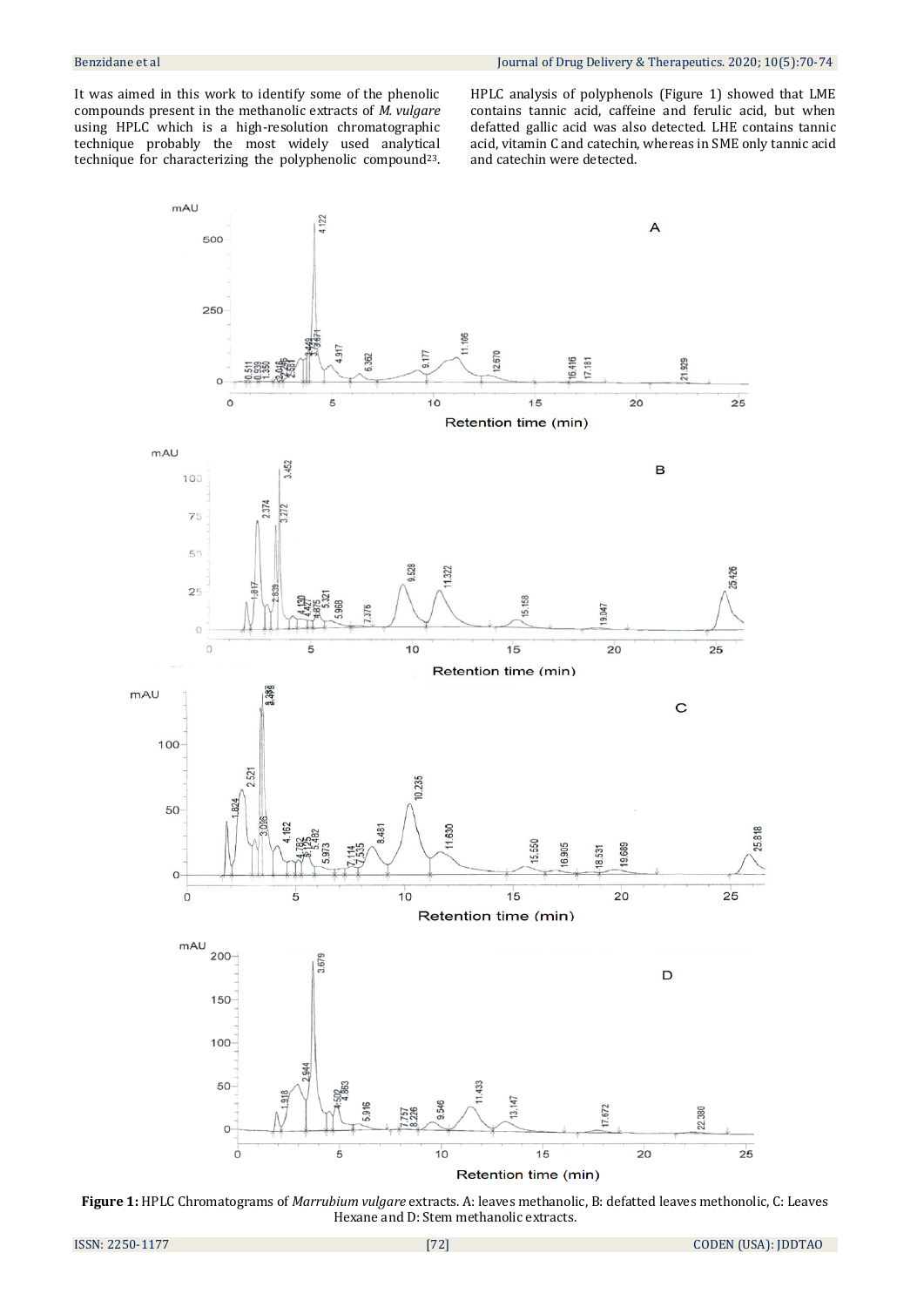It was aimed in this work to identify some of the phenolic compounds present in the methanolic extracts of *M. vulgare* using HPLC which is a high-resolution chromatographic technique probably the most widely used analytical technique for characterizing the polyphenolic compound[23].

HPLC analysis of polyphenols (Figure 1) showed that LME contains tannic acid, caffeine and ferulic acid, but when defatted gallic acid was also detected. LHE contains tannic acid, vitamin C and catechin, whereas in SME only tannic acid and catechin were detected.

**Figure 1:** HPLC Chromatograms of *Marrubium vulgare* extracts. A: leaves methanolic, B: defatted leaves methonolic, C: Leaves Hexane and D: Stem methanolic extracts.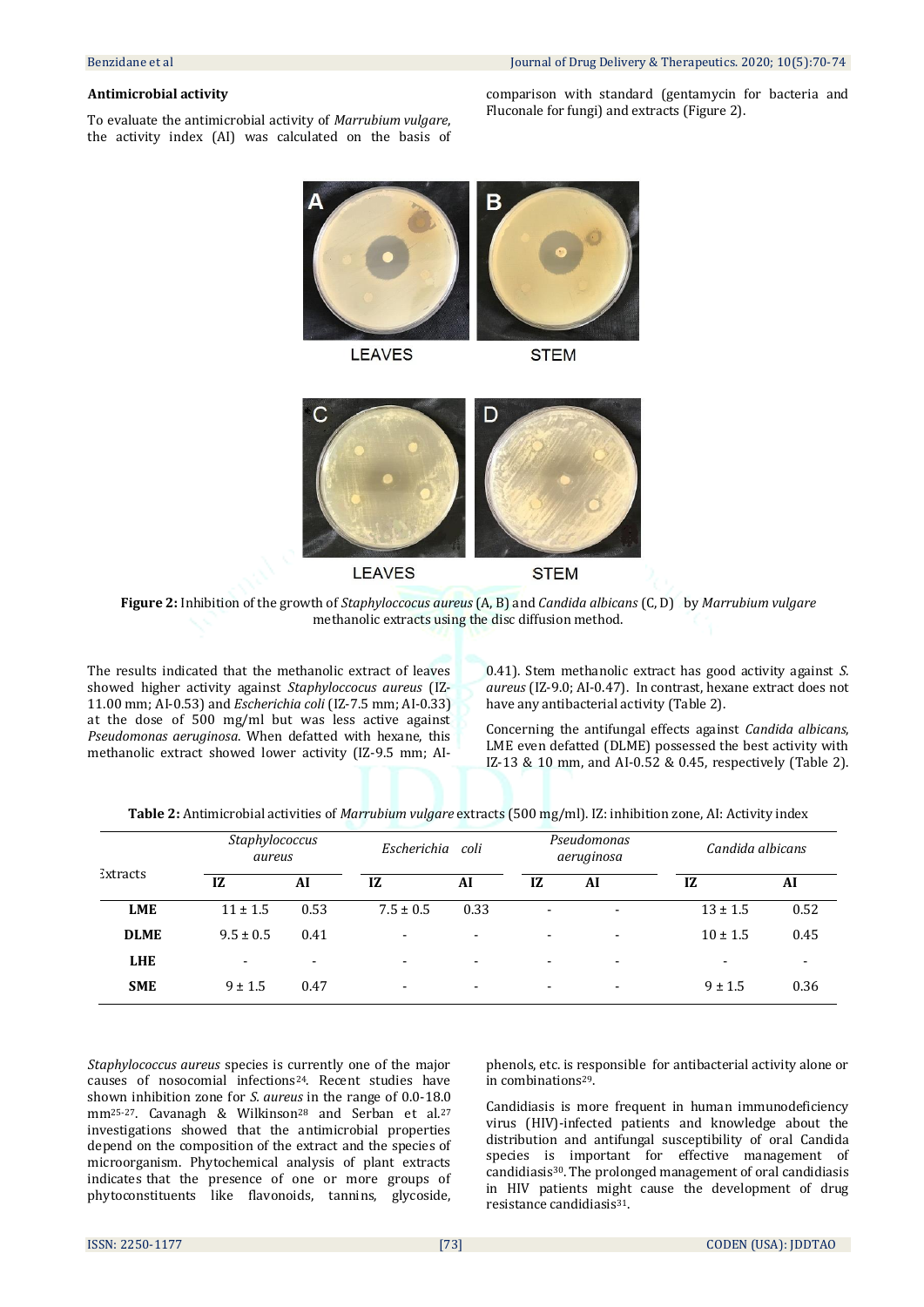### Antimicrobial activity

To evaluate the antimicrobial activity of *Marrubium vulgare*, the activity index (AI) was calculated on the basis of comparison with standard (gentamycin for bacteria and Fluconale for fungi) and extracts (Figure 2).

**Figure 2:** Inhibition of the growth of *Staphyloccocus aureus* (A, B) and *Candida albicans* (C, D) by *Marrubium vulgare* methanolic extracts using the disc diffusion method.

The results indicated that the methanolic extract of leaves showed higher activity against *Staphyloccocus aureus* (IZ-11.00 mm; AI-0.53) and *Escherichia coli* (IZ-7.5 mm; AI-0.33) at the dose of 500 mg/ml but was less active against *Pseudomonas aeruginosa*. When defatted with hexane, this methanolic extract showed lower activity (IZ-9.5 mm; AI-0.41). Stem methanolic extract has good activity against *S. aureus* (IZ-9.0; AI-0.47). In contrast, hexane extract does not have any antibacterial activity (Table 2).

Concerning the antifungal effects against *Candida albicans*, LME even defatted (DLME) possessed the best activity with IZ-13 & 10 mm, and AI-0.52 & 0.45, respectively (Table 2).

**Table 2:** Antimicrobial activities of *Marrubium vulgare* extracts (500 mg/ml). IZ: inhibition zone, AI: Activity index

| Extracts | *Staphylococcus aureus* | | *Escherichia coli* | | *Pseudomonas aeruginosa* | | *Candida albicans* | |
|---|---|---|---|---|---|---|---|---|
| | **IZ** | **AI** | **IZ** | **AI** | **IZ** | **AI** | **IZ** | **AI** |
| **LME** | 11 ± 1.5 | 0.53 | 7.5 ± 0.5 | 0.33 | - | - | 13 ± 1.5 | 0.52 |
| **DLME** | 9.5 ± 0.5 | 0.41 | - | - | - | - | 10 ± 1.5 | 0.45 |
| **LHE** | - | - | - | - | - | - | - | - |
| **SME** | 9 ± 1.5 | 0.47 | - | - | - | - | 9 ± 1.5 | 0.36 |

*Staphylococcus aureus* species is currently one of the major causes of nosocomial infections[24]. Recent studies have shown inhibition zone for *S. aureus* in the range of 0.0-18.0 mm[25-27]. Cavanagh & Wilkinson[28] and Serban et al.[27] investigations showed that the antimicrobial properties depend on the composition of the extract and the species of microorganism. Phytochemical analysis of plant extracts indicates that the presence of one or more groups of phytoconstituents like flavonoids, tannins, glycoside, phenols, etc. is responsible for antibacterial activity alone or in combinations[29].

Candidiasis is more frequent in human immunodeficiency virus (HIV)-infected patients and knowledge about the distribution and antifungal susceptibility of oral Candida species is important for effective management of candidiasis[30]. The prolonged management of oral candidiasis in HIV patients might cause the development of drug resistance candidiasis[31].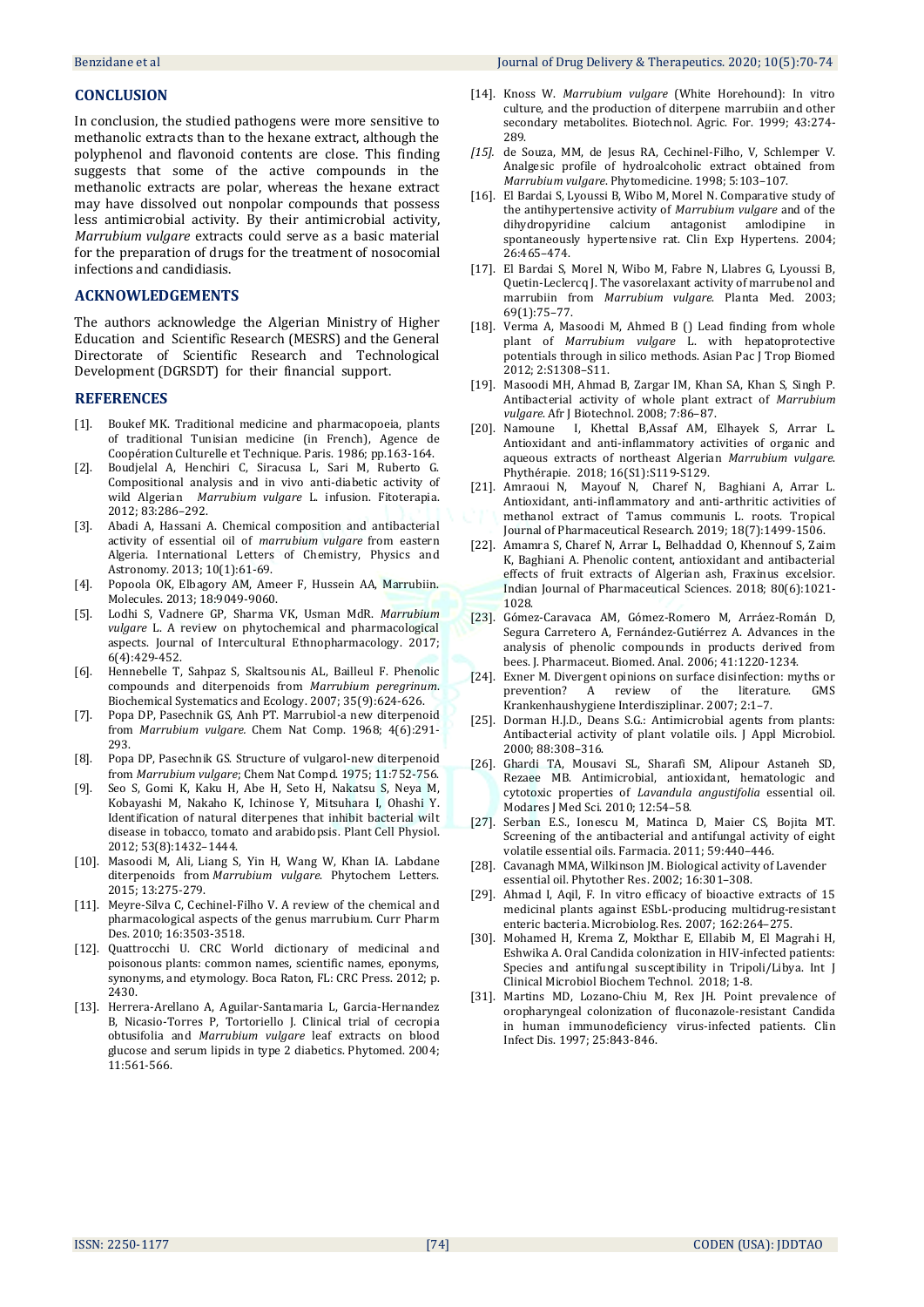## CONCLUSION

In conclusion, the studied pathogens were more sensitive to methanolic extracts than to the hexane extract, although the polyphenol and flavonoid contents are close. This finding suggests that some of the active compounds in the methanolic extracts are polar, whereas the hexane extract may have dissolved out nonpolar compounds that possess less antimicrobial activity. By their antimicrobial activity, *Marrubium vulgare* extracts could serve as a basic material for the preparation of drugs for the treatment of nosocomial infections and candidiasis.

## ACKNOWLEDGEMENTS

The authors acknowledge the Algerian Ministry of Higher Education and Scientific Research (MESRS) and the General Directorate of Scientific Research and Technological Development (DGRSDT) for their financial support.

## REFERENCES

[1]. Boukef MK. Traditional medicine and pharmacopoeia, plants of traditional Tunisian medicine (in French), Agence de Coopération Culturelle et Technique. Paris. 1986; pp.163-164.

[2]. Boudjelal A, Henchiri C, Siracusa L, Sari M, Ruberto G. Compositional analysis and in vivo anti-diabetic activity of wild Algerian *Marrubium vulgare* L. infusion. Fitoterapia. 2012; 83:286–292.

[3]. Abadi A, Hassani A. Chemical composition and antibacterial activity of essential oil of *marrubium vulgare* from eastern Algeria. International Letters of Chemistry, Physics and Astronomy. 2013; 10(1):61-69.

[4]. Popoola OK, Elbagory AM, Ameer F, Hussein AA, Marrubiin. Molecules. 2013; 18:9049-9060.

[5]. Lodhi S, Vadnere GP, Sharma VK, Usman MdR. *Marrubium vulgare* L. A review on phytochemical and pharmacological aspects. Journal of Intercultural Ethnopharmacology. 2017; 6(4):429-452.

[6]. Hennebelle T, Sahpaz S, Skaltsounis AL, Bailleul F. Phenolic compounds and diterpenoids from *Marrubium peregrinum*. Biochemical Systematics and Ecology. 2007; 35(9):624-626.

[7]. Popa DP, Pasechnik GS, Anh PT. Marrubiol-a new diterpenoid from *Marrubium vulgare*. Chem Nat Comp. 1968; 4(6):291-293.

[8]. Popa DP, Pasechnik GS. Structure of vulgarol-new diterpenoid from *Marrubium vulgare*; Chem Nat Compd. 1975; 11:752-756.

[9]. Seo S, Gomi K, Kaku H, Abe H, Seto H, Nakatsu S, Neya M, Kobayashi M, Nakaho K, Ichinose Y, Mitsuhara I, Ohashi Y. Identification of natural diterpenes that inhibit bacterial wilt disease in tobacco, tomato and arabidopsis. Plant Cell Physiol. 2012; 53(8):1432–1444.

[10]. Masoodi M, Ali, Liang S, Yin H, Wang W, Khan IA. Labdane diterpenoids from *Marrubium vulgare*. Phytochem Letters. 2015; 13:275-279.

[11]. Meyre-Silva C, Cechinel-Filho V. A review of the chemical and pharmacological aspects of the genus marrubium. Curr Pharm Des. 2010; 16:3503-3518.

[12]. Quattrocchi U. CRC World dictionary of medicinal and poisonous plants: common names, scientific names, eponyms, synonyms, and etymology. Boca Raton, FL: CRC Press. 2012; p. 2430.

[13]. Herrera-Arellano A, Aguilar-Santamaria L, Garcia-Hernandez B, Nicasio-Torres P, Tortoriello J. Clinical trial of cecropia obtusifolia and *Marrubium vulgare* leaf extracts on blood glucose and serum lipids in type 2 diabetics. Phytomed. 2004; 11:561-566.

[14]. Knoss W. *Marrubium vulgare* (White Horehound): In vitro culture, and the production of diterpene marrubiin and other secondary metabolites. Biotechnol. Agric. For. 1999; 43:274-289.

*[15].* de Souza, MM, de Jesus RA, Cechinel-Filho, V, Schlemper V. Analgesic profile of hydroalcoholic extract obtained from *Marrubium vulgare*. Phytomedicine. 1998; 5:103–107.

[16]. El Bardai S, Lyoussi B, Wibo M, Morel N. Comparative study of the antihypertensive activity of *Marrubium vulgare* and of the dihydropyridine calcium antagonist amlodipine in spontaneously hypertensive rat. Clin Exp Hypertens. 2004; 26:465–474.

[17]. El Bardai S, Morel N, Wibo M, Fabre N, Llabres G, Lyoussi B, Quetin-Leclercq J. The vasorelaxant activity of marrubenol and marrubiin from *Marrubium vulgare*. Planta Med. 2003; 69(1):75–77.

[18]. Verma A, Masoodi M, Ahmed B () Lead finding from whole plant of *Marrubium vulgare* L. with hepatoprotective potentials through in silico methods. Asian Pac J Trop Biomed 2012; 2:S1308–S11.

[19]. Masoodi MH, Ahmad B, Zargar IM, Khan SA, Khan S, Singh P. Antibacterial activity of whole plant extract of *Marrubium vulgare*. Afr J Biotechnol. 2008; 7:86–87.

[20]. Namoune I, Khettal B,Assaf AM, Elhayek S, Arrar L. Antioxidant and anti-inflammatory activities of organic and aqueous extracts of northeast Algerian *Marrubium vulgare*. Phythérapie. 2018; 16(S1):S119-S129.

[21]. Amraoui N, Mayouf N, Charef N, Baghiani A, Arrar L. Antioxidant, anti-inflammatory and anti-arthritic activities of methanol extract of Tamus communis L. roots. Tropical Journal of Pharmaceutical Research. 2019; 18(7):1499-1506.

[22]. Amamra S, Charef N, Arrar L, Belhaddad O, Khennouf S, Zaim K, Baghiani A. Phenolic content, antioxidant and antibacterial effects of fruit extracts of Algerian ash, Fraxinus excelsior. Indian Journal of Pharmaceutical Sciences. 2018; 80(6):1021-1028.

[23]. Gómez-Caravaca AM, Gómez-Romero M, Arráez-Román D, Segura Carretero A, Fernández-Gutiérrez A. Advances in the analysis of phenolic compounds in products derived from bees. J. Pharmaceut. Biomed. Anal. 2006; 41:1220-1234.

[24]. Exner M. Divergent opinions on surface disinfection: myths or prevention? A review of the literature. GMS Krankenhaushygiene Interdisziplinar. 2007; 2:1–7.

[25]. Dorman H.J.D., Deans S.G.: Antimicrobial agents from plants: Antibacterial activity of plant volatile oils. J Appl Microbiol. 2000; 88:308–316.

[26]. Ghardi TA, Mousavi SL, Sharafi SM, Alipour Astaneh SD, Rezaee MB. Antimicrobial, antioxidant, hematologic and cytotoxic properties of *Lavandula angustifolia* essential oil. Modares J Med Sci. 2010; 12:54–58.

[27]. Serban E.S., Ionescu M, Matinca D, Maier CS, Bojita MT. Screening of the antibacterial and antifungal activity of eight volatile essential oils. Farmacia. 2011; 59:440–446.

[28]. Cavanagh MMA, Wilkinson JM. Biological activity of Lavender essential oil. Phytother Res. 2002; 16:301–308.

[29]. Ahmad I, Aqil, F. In vitro efficacy of bioactive extracts of 15 medicinal plants against ESbL-producing multidrug-resistant enteric bacteria. Microbiolog. Res. 2007; 162:264–275.

[30]. Mohamed H, Krema Z, Mokthar E, Ellabib M, El Magrahi H, Eshwika A. Oral Candida colonization in HIV-infected patients: Species and antifungal susceptibility in Tripoli/Libya. Int J Clinical Microbiol Biochem Technol. 2018; 1-8.

[31]. Martins MD, Lozano-Chiu M, Rex JH. Point prevalence of oropharyngeal colonization of fluconazole-resistant Candida in human immunodeficiency virus-infected patients. Clin Infect Dis. 1997; 25:843-846.